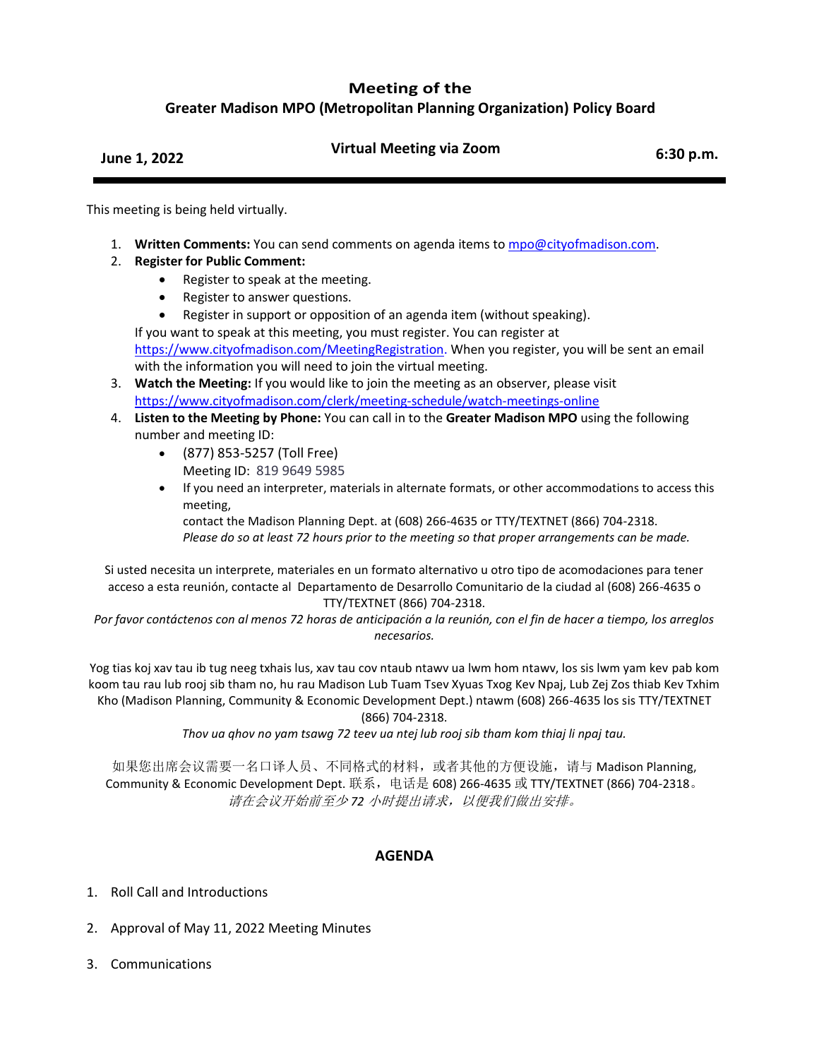# Meeting of the

## Greater Madison MPO (Metropolitan Planning Organization) Policy Board

**June 1, 2022** **Virtual Meeting via Zoom** **6:30 p.m.**

---

This meeting is being held virtually.

1. **Written Comments:** You can send comments on agenda items to mpo@cityofmadison.com.
2. **Register for Public Comment:**
   - Register to speak at the meeting.
   - Register to answer questions.
   - Register in support or opposition of an agenda item (without speaking).

   If you want to speak at this meeting, you must register. You can register at https://www.cityofmadison.com/MeetingRegistration. When you register, you will be sent an email with the information you will need to join the virtual meeting.
3. **Watch the Meeting:** If you would like to join the meeting as an observer, please visit https://www.cityofmadison.com/clerk/meeting-schedule/watch-meetings-online
4. **Listen to the Meeting by Phone:** You can call in to the **Greater Madison MPO** using the following number and meeting ID:
   - (877) 853-5257 (Toll Free)
     Meeting ID: 819 9649 5985
   - If you need an interpreter, materials in alternate formats, or other accommodations to access this meeting,
     contact the Madison Planning Dept. at (608) 266-4635 or TTY/TEXTNET (866) 704-2318.
     *Please do so at least 72 hours prior to the meeting so that proper arrangements can be made.*

Si usted necesita un interprete, materiales en un formato alternativo u otro tipo de acomodaciones para tener acceso a esta reunión, contacte al Departamento de Desarrollo Comunitario de la ciudad al (608) 266-4635 o TTY/TEXTNET (866) 704-2318.
*Por favor contáctenos con al menos 72 horas de anticipación a la reunión, con el fin de hacer a tiempo, los arreglos necesarios.*

Yog tias koj xav tau ib tug neeg txhais lus, xav tau cov ntaub ntawv ua lwm hom ntawv, los sis lwm yam kev pab kom koom tau rau lub rooj sib tham no, hu rau Madison Lub Tuam Tsev Xyuas Txog Kev Npaj, Lub Zej Zos thiab Kev Txhim Kho (Madison Planning, Community & Economic Development Dept.) ntawm (608) 266-4635 los sis TTY/TEXTNET (866) 704-2318.
*Thov ua qhov no yam tsawg 72 teev ua ntej lub rooj sib tham kom thiaj li npaj tau.*

如果您出席会议需要一名口译人员、不同格式的材料，或者其他的方便设施，请与 Madison Planning, Community & Economic Development Dept. 联系，电话是 608) 266-4635 或 TTY/TEXTNET (866) 704-2318。
*请在会议开始前至少 72 小时提出请求，以便我们做出安排。*

## AGENDA

1. Roll Call and Introductions
2. Approval of May 11, 2022 Meeting Minutes
3. Communications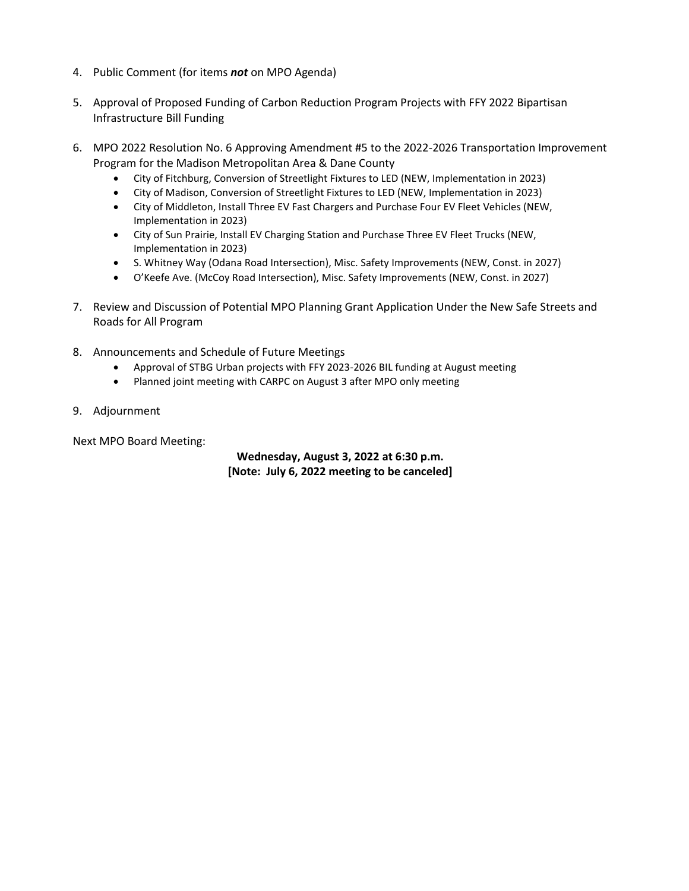4. Public Comment (for items ***not*** on MPO Agenda)

5. Approval of Proposed Funding of Carbon Reduction Program Projects with FFY 2022 Bipartisan Infrastructure Bill Funding

6. MPO 2022 Resolution No. 6 Approving Amendment #5 to the 2022-2026 Transportation Improvement Program for the Madison Metropolitan Area & Dane County
   - City of Fitchburg, Conversion of Streetlight Fixtures to LED (NEW, Implementation in 2023)
   - City of Madison, Conversion of Streetlight Fixtures to LED (NEW, Implementation in 2023)
   - City of Middleton, Install Three EV Fast Chargers and Purchase Four EV Fleet Vehicles (NEW, Implementation in 2023)
   - City of Sun Prairie, Install EV Charging Station and Purchase Three EV Fleet Trucks (NEW, Implementation in 2023)
   - S. Whitney Way (Odana Road Intersection), Misc. Safety Improvements (NEW, Const. in 2027)
   - O'Keefe Ave. (McCoy Road Intersection), Misc. Safety Improvements (NEW, Const. in 2027)

7. Review and Discussion of Potential MPO Planning Grant Application Under the New Safe Streets and Roads for All Program

8. Announcements and Schedule of Future Meetings
   - Approval of STBG Urban projects with FFY 2023-2026 BIL funding at August meeting
   - Planned joint meeting with CARPC on August 3 after MPO only meeting

9. Adjournment

Next MPO Board Meeting:

**Wednesday, August 3, 2022 at 6:30 p.m.**
**[Note: July 6, 2022 meeting to be canceled]**